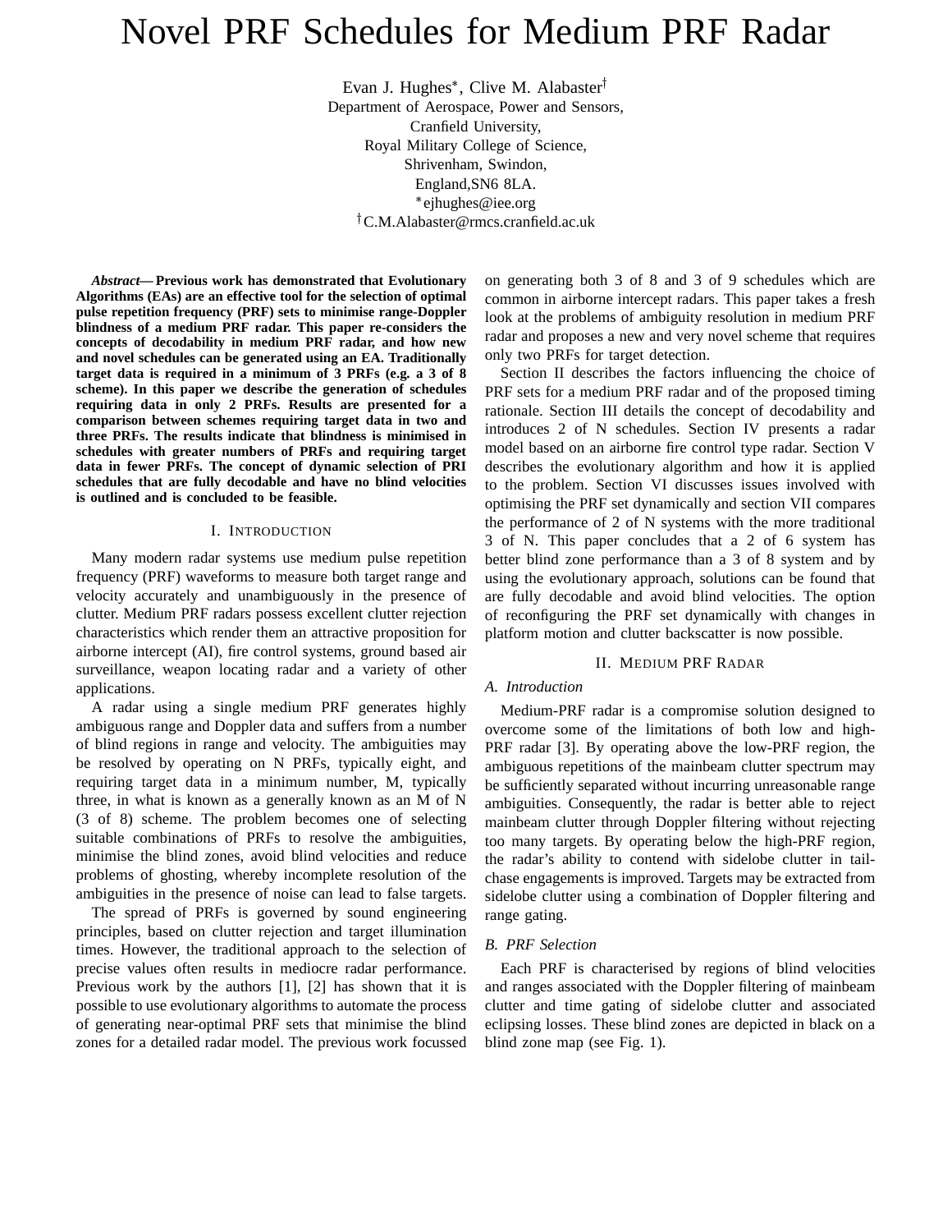# Novel PRF Schedules for Medium PRF Radar

Evan J. Hughes*, Clive M. Alabaster†
Department of Aerospace, Power and Sensors,
Cranfield University,
Royal Military College of Science,
Shrivenham, Swindon,
England,SN6 8LA.
*ejhughes@iee.org
†C.M.Alabaster@rmcs.cranfield.ac.uk

***Abstract*— Previous work has demonstrated that Evolutionary Algorithms (EAs) are an effective tool for the selection of optimal pulse repetition frequency (PRF) sets to minimise range-Doppler blindness of a medium PRF radar. This paper re-considers the concepts of decodability in medium PRF radar, and how new and novel schedules can be generated using an EA. Traditionally target data is required in a minimum of 3 PRFs (e.g. a 3 of 8 scheme). In this paper we describe the generation of schedules requiring data in only 2 PRFs. Results are presented for a comparison between schemes requiring target data in two and three PRFs. The results indicate that blindness is minimised in schedules with greater numbers of PRFs and requiring target data in fewer PRFs. The concept of dynamic selection of PRI schedules that are fully decodable and have no blind velocities is outlined and is concluded to be feasible.**

## I. Introduction

Many modern radar systems use medium pulse repetition frequency (PRF) waveforms to measure both target range and velocity accurately and unambiguously in the presence of clutter. Medium PRF radars possess excellent clutter rejection characteristics which render them an attractive proposition for airborne intercept (AI), fire control systems, ground based air surveillance, weapon locating radar and a variety of other applications.

A radar using a single medium PRF generates highly ambiguous range and Doppler data and suffers from a number of blind regions in range and velocity. The ambiguities may be resolved by operating on N PRFs, typically eight, and requiring target data in a minimum number, M, typically three, in what is known as a generally known as an M of N (3 of 8) scheme. The problem becomes one of selecting suitable combinations of PRFs to resolve the ambiguities, minimise the blind zones, avoid blind velocities and reduce problems of ghosting, whereby incomplete resolution of the ambiguities in the presence of noise can lead to false targets.

The spread of PRFs is governed by sound engineering principles, based on clutter rejection and target illumination times. However, the traditional approach to the selection of precise values often results in mediocre radar performance. Previous work by the authors [1], [2] has shown that it is possible to use evolutionary algorithms to automate the process of generating near-optimal PRF sets that minimise the blind zones for a detailed radar model. The previous work focussed on generating both 3 of 8 and 3 of 9 schedules which are common in airborne intercept radars. This paper takes a fresh look at the problems of ambiguity resolution in medium PRF radar and proposes a new and very novel scheme that requires only two PRFs for target detection.

Section II describes the factors influencing the choice of PRF sets for a medium PRF radar and of the proposed timing rationale. Section III details the concept of decodability and introduces 2 of N schedules. Section IV presents a radar model based on an airborne fire control type radar. Section V describes the evolutionary algorithm and how it is applied to the problem. Section VI discusses issues involved with optimising the PRF set dynamically and section VII compares the performance of 2 of N systems with the more traditional 3 of N. This paper concludes that a 2 of 6 system has better blind zone performance than a 3 of 8 system and by using the evolutionary approach, solutions can be found that are fully decodable and avoid blind velocities. The option of reconfiguring the PRF set dynamically with changes in platform motion and clutter backscatter is now possible.

## II. Medium PRF Radar

### A. Introduction

Medium-PRF radar is a compromise solution designed to overcome some of the limitations of both low and high-PRF radar [3]. By operating above the low-PRF region, the ambiguous repetitions of the mainbeam clutter spectrum may be sufficiently separated without incurring unreasonable range ambiguities. Consequently, the radar is better able to reject mainbeam clutter through Doppler filtering without rejecting too many targets. By operating below the high-PRF region, the radar's ability to contend with sidelobe clutter in tail-chase engagements is improved. Targets may be extracted from sidelobe clutter using a combination of Doppler filtering and range gating.

### B. PRF Selection

Each PRF is characterised by regions of blind velocities and ranges associated with the Doppler filtering of mainbeam clutter and time gating of sidelobe clutter and associated eclipsing losses. These blind zones are depicted in black on a blind zone map (see Fig. 1).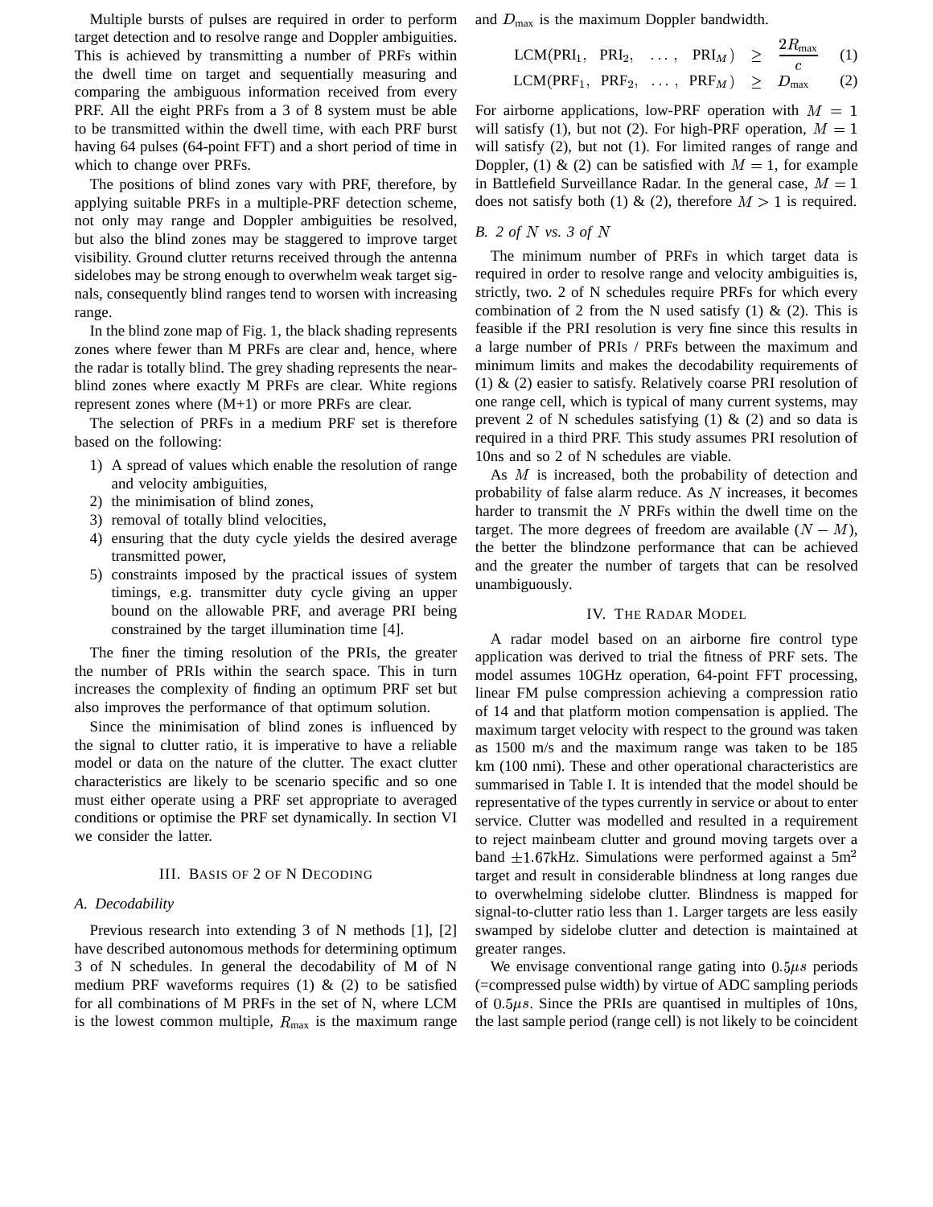Multiple bursts of pulses are required in order to perform target detection and to resolve range and Doppler ambiguities. This is achieved by transmitting a number of PRFs within the dwell time on target and sequentially measuring and comparing the ambiguous information received from every PRF. All the eight PRFs from a 3 of 8 system must be able to be transmitted within the dwell time, with each PRF burst having 64 pulses (64-point FFT) and a short period of time in which to change over PRFs.

The positions of blind zones vary with PRF, therefore, by applying suitable PRFs in a multiple-PRF detection scheme, not only may range and Doppler ambiguities be resolved, but also the blind zones may be staggered to improve target visibility. Ground clutter returns received through the antenna sidelobes may be strong enough to overwhelm weak target signals, consequently blind ranges tend to worsen with increasing range.

In the blind zone map of Fig. 1, the black shading represents zones where fewer than M PRFs are clear and, hence, where the radar is totally blind. The grey shading represents the near-blind zones where exactly M PRFs are clear. White regions represent zones where (M+1) or more PRFs are clear.

The selection of PRFs in a medium PRF set is therefore based on the following:

1) A spread of values which enable the resolution of range and velocity ambiguities,
2) the minimisation of blind zones,
3) removal of totally blind velocities,
4) ensuring that the duty cycle yields the desired average transmitted power,
5) constraints imposed by the practical issues of system timings, e.g. transmitter duty cycle giving an upper bound on the allowable PRF, and average PRI being constrained by the target illumination time [4].

The finer the timing resolution of the PRIs, the greater the number of PRIs within the search space. This in turn increases the complexity of finding an optimum PRF set but also improves the performance of that optimum solution.

Since the minimisation of blind zones is influenced by the signal to clutter ratio, it is imperative to have a reliable model or data on the nature of the clutter. The exact clutter characteristics are likely to be scenario specific and so one must either operate using a PRF set appropriate to averaged conditions or optimise the PRF set dynamically. In section VI we consider the latter.

## III. Basis of 2 of N Decoding

### A. Decodability

Previous research into extending 3 of N methods [1], [2] have described autonomous methods for determining optimum 3 of N schedules. In general the decodability of M of N medium PRF waveforms requires (1) & (2) to be satisfied for all combinations of M PRFs in the set of N, where LCM is the lowest common multiple, $R_{\max}$ is the maximum range and $D_{\max}$ is the maximum Doppler bandwidth.

$$\mathrm{LCM}(\mathrm{PRI}_1,\ \mathrm{PRI}_2,\ \ldots,\ \mathrm{PRI}_M) \ \geq\ \frac{2R_{\max}}{c} \quad (1)$$

$$\mathrm{LCM}(\mathrm{PRF}_1,\ \mathrm{PRF}_2,\ \ldots,\ \mathrm{PRF}_M) \ \geq\ D_{\max} \quad (2)$$

For airborne applications, low-PRF operation with $M = 1$ will satisfy (1), but not (2). For high-PRF operation, $M = 1$ will satisfy (2), but not (1). For limited ranges of range and Doppler, (1) & (2) can be satisfied with $M = 1$, for example in Battlefield Surveillance Radar. In the general case, $M = 1$ does not satisfy both (1) & (2), therefore $M > 1$ is required.

### B. 2 of $N$ vs. 3 of $N$

The minimum number of PRFs in which target data is required in order to resolve range and velocity ambiguities is, strictly, two. 2 of N schedules require PRFs for which every combination of 2 from the N used satisfy (1) & (2). This is feasible if the PRI resolution is very fine since this results in a large number of PRIs / PRFs between the maximum and minimum limits and makes the decodability requirements of (1) & (2) easier to satisfy. Relatively coarse PRI resolution of one range cell, which is typical of many current systems, may prevent 2 of N schedules satisfying (1) & (2) and so data is required in a third PRF. This study assumes PRI resolution of 10ns and so 2 of N schedules are viable.

As $M$ is increased, both the probability of detection and probability of false alarm reduce. As $N$ increases, it becomes harder to transmit the $N$ PRFs within the dwell time on the target. The more degrees of freedom are available ($N - M$), the better the blindzone performance that can be achieved and the greater the number of targets that can be resolved unambiguously.

## IV. The Radar Model

A radar model based on an airborne fire control type application was derived to trial the fitness of PRF sets. The model assumes 10GHz operation, 64-point FFT processing, linear FM pulse compression achieving a compression ratio of 14 and that platform motion compensation is applied. The maximum target velocity with respect to the ground was taken as 1500 m/s and the maximum range was taken to be 185 km (100 nmi). These and other operational characteristics are summarised in Table I. It is intended that the model should be representative of the types currently in service or about to enter service. Clutter was modelled and resulted in a requirement to reject mainbeam clutter and ground moving targets over a band $\pm 1.67$kHz. Simulations were performed against a 5m$^2$ target and result in considerable blindness at long ranges due to overwhelming sidelobe clutter. Blindness is mapped for signal-to-clutter ratio less than 1. Larger targets are less easily swamped by sidelobe clutter and detection is maintained at greater ranges.

We envisage conventional range gating into $0.5\mu s$ periods (=compressed pulse width) by virtue of ADC sampling periods of $0.5\mu s$. Since the PRIs are quantised in multiples of 10ns, the last sample period (range cell) is not likely to be coincident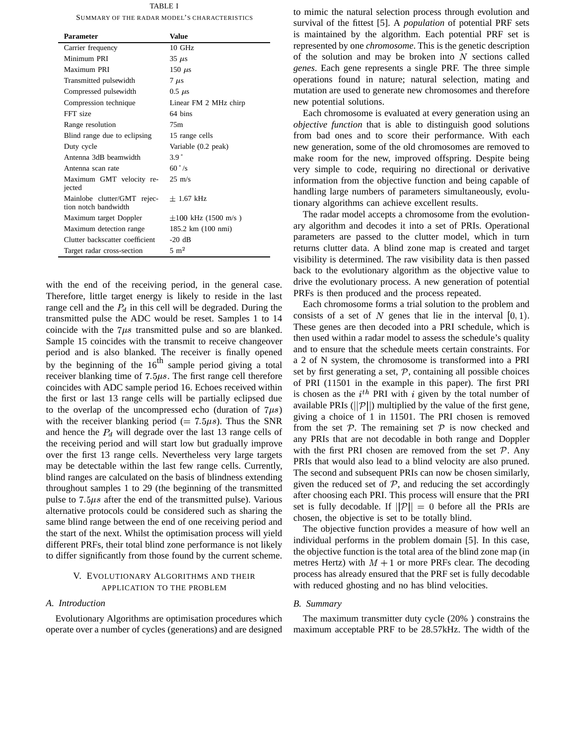TABLE I
SUMMARY OF THE RADAR MODEL'S CHARACTERISTICS

| Parameter | Value |
|---|---|
| Carrier frequency | 10 GHz |
| Minimum PRI | 35 $\mu$s |
| Maximum PRI | 150 $\mu$s |
| Transmitted pulsewidth | 7 $\mu$s |
| Compressed pulsewidth | 0.5 $\mu$s |
| Compression technique | Linear FM 2 MHz chirp |
| FFT size | 64 bins |
| Range resolution | 75m |
| Blind range due to eclipsing | 15 range cells |
| Duty cycle | Variable (0.2 peak) |
| Antenna 3dB beamwidth | 3.9$^\circ$ |
| Antenna scan rate | 60$^\circ$/s |
| Maximum GMT velocity rejected | 25 m/s |
| Mainlobe clutter/GMT rejection notch bandwidth | $\pm$ 1.67 kHz |
| Maximum target Doppler | $\pm$100 kHz (1500 m/s ) |
| Maximum detection range | 185.2 km (100 nmi) |
| Clutter backscatter coefficient | -20 dB |
| Target radar cross-section | 5 m$^2$ |

with the end of the receiving period, in the general case. Therefore, little target energy is likely to reside in the last range cell and the $P_d$ in this cell will be degraded. During the transmitted pulse the ADC would be reset. Samples 1 to 14 coincide with the $7\mu s$ transmitted pulse and so are blanked. Sample 15 coincides with the transmit to receive changeover period and is also blanked. The receiver is finally opened by the beginning of the 16$^{\text{th}}$ sample period giving a total receiver blanking time of $7.5\mu s$. The first range cell therefore coincides with ADC sample period 16. Echoes received within the first or last 13 range cells will be partially eclipsed due to the overlap of the uncompressed echo (duration of $7\mu s$) with the receiver blanking period ($= 7.5\mu s$). Thus the SNR and hence the $P_d$ will degrade over the last 13 range cells of the receiving period and will start low but gradually improve over the first 13 range cells. Nevertheless very large targets may be detectable within the last few range cells. Currently, blind ranges are calculated on the basis of blindness extending throughout samples 1 to 29 (the beginning of the transmitted pulse to $7.5\mu s$ after the end of the transmitted pulse). Various alternative protocols could be considered such as sharing the same blind range between the end of one receiving period and the start of the next. Whilst the optimisation process will yield different PRFs, their total blind zone performance is not likely to differ significantly from those found by the current scheme.

## V. Evolutionary Algorithms and their Application to the Problem

### A. Introduction

Evolutionary Algorithms are optimisation procedures which operate over a number of cycles (generations) and are designed to mimic the natural selection process through evolution and survival of the fittest [5]. A *population* of potential PRF sets is maintained by the algorithm. Each potential PRF set is represented by one *chromosome*. This is the genetic description of the solution and may be broken into $N$ sections called *genes*. Each gene represents a single PRF. The three simple operations found in nature; natural selection, mating and mutation are used to generate new chromosomes and therefore new potential solutions.

Each chromosome is evaluated at every generation using an *objective function* that is able to distinguish good solutions from bad ones and to score their performance. With each new generation, some of the old chromosomes are removed to make room for the new, improved offspring. Despite being very simple to code, requiring no directional or derivative information from the objective function and being capable of handling large numbers of parameters simultaneously, evolutionary algorithms can achieve excellent results.

The radar model accepts a chromosome from the evolutionary algorithm and decodes it into a set of PRIs. Operational parameters are passed to the clutter model, which in turn returns clutter data. A blind zone map is created and target visibility is determined. The raw visibility data is then passed back to the evolutionary algorithm as the objective value to drive the evolutionary process. A new generation of potential PRFs is then produced and the process repeated.

Each chromosome forms a trial solution to the problem and consists of a set of $N$ genes that lie in the interval $[0, 1)$. These genes are then decoded into a PRI schedule, which is then used within a radar model to assess the schedule's quality and to ensure that the schedule meets certain constraints. For a 2 of N system, the chromosome is transformed into a PRI set by first generating a set, $\mathcal{P}$, containing all possible choices of PRI (11501 in the example in this paper). The first PRI is chosen as the $i^{th}$ PRI with $i$ given by the total number of available PRIs ($||\mathcal{P}||$) multiplied by the value of the first gene, giving a choice of 1 in 11501. The PRI chosen is removed from the set $\mathcal{P}$. The remaining set $\mathcal{P}$ is now checked and any PRIs that are not decodable in both range and Doppler with the first PRI chosen are removed from the set $\mathcal{P}$. Any PRIs that would also lead to a blind velocity are also pruned. The second and subsequent PRIs can now be chosen similarly, given the reduced set of $\mathcal{P}$, and reducing the set accordingly after choosing each PRI. This process will ensure that the PRI set is fully decodable. If $||\mathcal{P}|| = 0$ before all the PRIs are chosen, the objective is set to be totally blind.

The objective function provides a measure of how well an individual performs in the problem domain [5]. In this case, the objective function is the total area of the blind zone map (in metres Hertz) with $M + 1$ or more PRFs clear. The decoding process has already ensured that the PRF set is fully decodable with reduced ghosting and no has blind velocities.

### B. Summary

The maximum transmitter duty cycle (20% ) constrains the maximum acceptable PRF to be 28.57kHz. The width of the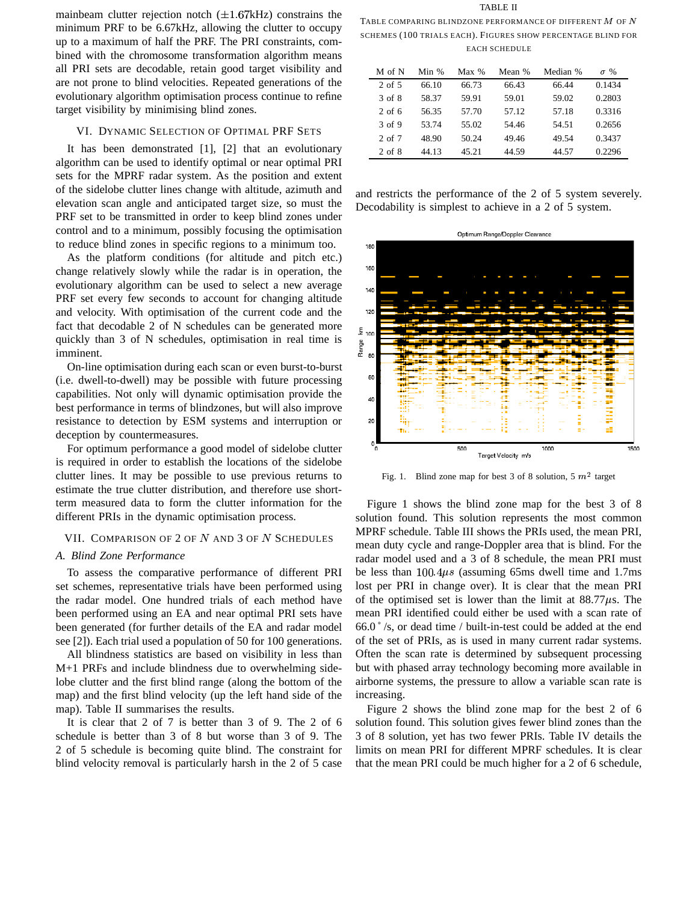mainbeam clutter rejection notch (±1.67kHz) constrains the minimum PRF to be 6.67kHz, allowing the clutter to occupy up to a maximum of half the PRF. The PRI constraints, combined with the chromosome transformation algorithm means all PRI sets are decodable, retain good target visibility and are not prone to blind velocities. Repeated generations of the evolutionary algorithm optimisation process continue to refine target visibility by minimising blind zones.

## VI. Dynamic Selection of Optimal PRF Sets

It has been demonstrated [1], [2] that an evolutionary algorithm can be used to identify optimal or near optimal PRI sets for the MPRF radar system. As the position and extent of the sidelobe clutter lines change with altitude, azimuth and elevation scan angle and anticipated target size, so must the PRF set to be transmitted in order to keep blind zones under control and to a minimum, possibly focusing the optimisation to reduce blind zones in specific regions to a minimum too.

As the platform conditions (for altitude and pitch etc.) change relatively slowly while the radar is in operation, the evolutionary algorithm can be used to select a new average PRF set every few seconds to account for changing altitude and velocity. With optimisation of the current code and the fact that decodable 2 of N schedules can be generated more quickly than 3 of N schedules, optimisation in real time is imminent.

On-line optimisation during each scan or even burst-to-burst (i.e. dwell-to-dwell) may be possible with future processing capabilities. Not only will dynamic optimisation provide the best performance in terms of blindzones, but will also improve resistance to detection by ESM systems and interruption or deception by countermeasures.

For optimum performance a good model of sidelobe clutter is required in order to establish the locations of the sidelobe clutter lines. It may be possible to use previous returns to estimate the true clutter distribution, and therefore use short-term measured data to form the clutter information for the different PRIs in the dynamic optimisation process.

## VII. Comparison of 2 of $N$ and 3 of $N$ Schedules

### A. Blind Zone Performance

To assess the comparative performance of different PRI set schemes, representative trials have been performed using the radar model. One hundred trials of each method have been performed using an EA and near optimal PRI sets have been generated (for further details of the EA and radar model see [2]). Each trial used a population of 50 for 100 generations.

All blindness statistics are based on visibility in less than M+1 PRFs and include blindness due to overwhelming sidelobe clutter and the first blind range (along the bottom of the map) and the first blind velocity (up the left hand side of the map). Table II summarises the results.

TABLE II
Table comparing blindzone performance of different $M$ of $N$ schemes (100 trials each). Figures show percentage blind for each schedule

| M of N | Min % | Max % | Mean % | Median % | $\sigma$ % |
|---|---|---|---|---|---|
| 2 of 5 | 66.10 | 66.73 | 66.43 | 66.44 | 0.1434 |
| 3 of 8 | 58.37 | 59.91 | 59.01 | 59.02 | 0.2803 |
| 2 of 6 | 56.35 | 57.70 | 57.12 | 57.18 | 0.3316 |
| 3 of 9 | 53.74 | 55.02 | 54.46 | 54.51 | 0.2656 |
| 2 of 7 | 48.90 | 50.24 | 49.46 | 49.54 | 0.3437 |
| 2 of 8 | 44.13 | 45.21 | 44.59 | 44.57 | 0.2296 |

It is clear that 2 of 7 is better than 3 of 9. The 2 of 6 schedule is better than 3 of 8 but worse than 3 of 9. The 2 of 5 schedule is becoming quite blind. The constraint for blind velocity removal is particularly harsh in the 2 of 5 case and restricts the performance of the 2 of 5 system severely. Decodability is simplest to achieve in a 2 of 5 system.

Fig. 1. Blind zone map for best 3 of 8 solution, 5 $m^2$ target

Figure 1 shows the blind zone map for the best 3 of 8 solution found. This solution represents the most common MPRF schedule. Table III shows the PRIs used, the mean PRI, mean duty cycle and range-Doppler area that is blind. For the radar model used and a 3 of 8 schedule, the mean PRI must be less than $100.4\mu s$ (assuming 65ms dwell time and 1.7ms lost per PRI in change over). It is clear that the mean PRI of the optimised set is lower than the limit at 88.77$\mu$s. The mean PRI identified could either be used with a scan rate of 66.0$^\circ$/s, or dead time / built-in-test could be added at the end of the set of PRIs, as is used in many current radar systems. Often the scan rate is determined by subsequent processing but with phased array technology becoming more available in airborne systems, the pressure to allow a variable scan rate is increasing.

Figure 2 shows the blind zone map for the best 2 of 6 solution found. This solution gives fewer blind zones than the 3 of 8 solution, yet has two fewer PRIs. Table IV details the limits on mean PRI for different MPRF schedules. It is clear that the mean PRI could be much higher for a 2 of 6 schedule,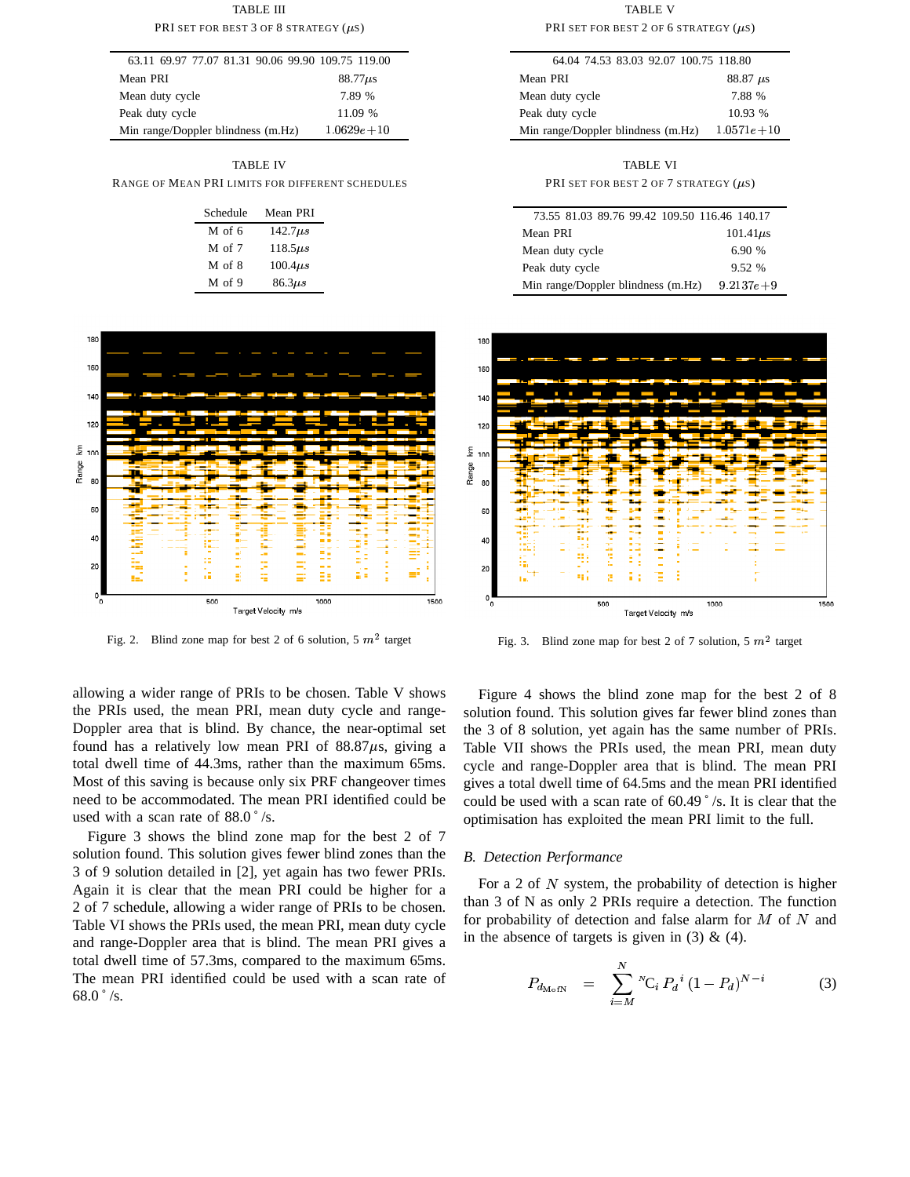TABLE III

PRI SET FOR BEST 3 OF 8 STRATEGY ($\mu$S)

| 63.11 69.97 77.07 81.31 90.06 99.90 109.75 119.00 | |
|---|---|
| Mean PRI | 88.77$\mu$s |
| Mean duty cycle | 7.89 % |
| Peak duty cycle | 11.09 % |
| Min range/Doppler blindness (m.Hz) | $1.0629e{+}10$ |

TABLE IV

RANGE OF MEAN PRI LIMITS FOR DIFFERENT SCHEDULES

| Schedule | Mean PRI |
|---|---|
| M of 6 | 142.7$\mu s$ |
| M of 7 | 118.5$\mu s$ |
| M of 8 | 100.4$\mu s$ |
| M of 9 | 86.3$\mu s$ |

TABLE V

PRI SET FOR BEST 2 OF 6 STRATEGY ($\mu$S)

| 64.04 74.53 83.03 92.07 100.75 118.80 | |
|---|---|
| Mean PRI | 88.87 $\mu$s |
| Mean duty cycle | 7.88 % |
| Peak duty cycle | 10.93 % |
| Min range/Doppler blindness (m.Hz) | $1.0571e{+}10$ |

TABLE VI

PRI SET FOR BEST 2 OF 7 STRATEGY ($\mu$S)

| 73.55 81.03 89.76 99.42 109.50 116.46 140.17 | |
|---|---|
| Mean PRI | 101.41$\mu$s |
| Mean duty cycle | 6.90 % |
| Peak duty cycle | 9.52 % |
| Min range/Doppler blindness (m.Hz) | $9.2137e{+}9$ |

Fig. 2. Blind zone map for best 2 of 6 solution, 5 $m^2$ target

Fig. 3. Blind zone map for best 2 of 7 solution, 5 $m^2$ target

allowing a wider range of PRIs to be chosen. Table V shows the PRIs used, the mean PRI, mean duty cycle and range-Doppler area that is blind. By chance, the near-optimal set found has a relatively low mean PRI of 88.87$\mu$s, giving a total dwell time of 44.3ms, rather than the maximum 65ms. Most of this saving is because only six PRF changeover times need to be accommodated. The mean PRI identified could be used with a scan rate of 88.0$^\circ$/s.

Figure 3 shows the blind zone map for the best 2 of 7 solution found. This solution gives fewer blind zones than the 3 of 9 solution detailed in [2], yet again has two fewer PRIs. Again it is clear that the mean PRI could be higher for a 2 of 7 schedule, allowing a wider range of PRIs to be chosen. Table VI shows the PRIs used, the mean PRI, mean duty cycle and range-Doppler area that is blind. The mean PRI gives a total dwell time of 57.3ms, compared to the maximum 65ms. The mean PRI identified could be used with a scan rate of 68.0$^\circ$/s.

Figure 4 shows the blind zone map for the best 2 of 8 solution found. This solution gives far fewer blind zones than the 3 of 8 solution, yet again has the same number of PRIs. Table VII shows the PRIs used, the mean PRI, mean duty cycle and range-Doppler area that is blind. The mean PRI gives a total dwell time of 64.5ms and the mean PRI identified could be used with a scan rate of 60.49$^\circ$/s. It is clear that the optimisation has exploited the mean PRI limit to the full.

### B. Detection Performance

For a 2 of $N$ system, the probability of detection is higher than 3 of N as only 2 PRIs require a detection. The function for probability of detection and false alarm for $M$ of $N$ and in the absence of targets is given in (3) & (4).

$$P_{d_{\mathrm{MofN}}} = \sum_{i=M}^{N} {}^{N}\mathrm{C}_i \, {P_d}^{i} \, (1 - P_d)^{N-i} \qquad (3)$$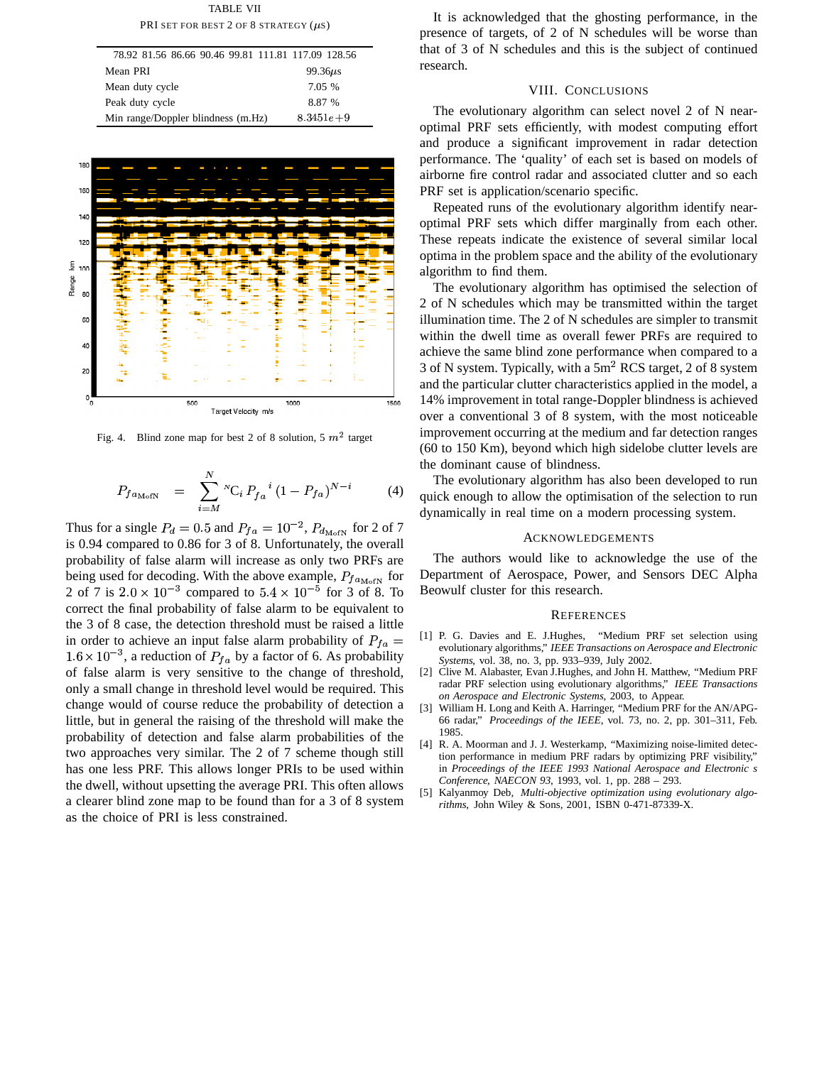TABLE VII

PRI SET FOR BEST 2 OF 8 STRATEGY ($\mu$S)

| 78.92 81.56 86.66 90.46 99.81 111.81 117.09 128.56 | |
|---|---|
| Mean PRI | 99.36$\mu$s |
| Mean duty cycle | 7.05 % |
| Peak duty cycle | 8.87 % |
| Min range/Doppler blindness (m.Hz) | $8.3451e+9$ |

180
160
140
120
100
80
60
40
20
0
Range km
0
500
1000
1500
Target Velocity m/s

Fig. 4. Blind zone map for best 2 of 8 solution, 5 $m^2$ target

$$P_{fa_{\text{MofN}}} = \sum_{i=M}^{N} {}^{N}\text{C}_i \, {P_{fa}}^i \, (1 - P_{fa})^{N-i} \qquad (4)$$

Thus for a single $P_d = 0.5$ and $P_{fa} = 10^{-2}$, $P_{d_{\text{MofN}}}$ for 2 of 7 is 0.94 compared to 0.86 for 3 of 8. Unfortunately, the overall probability of false alarm will increase as only two PRFs are being used for decoding. With the above example, $P_{fa_{\text{MofN}}}$ for 2 of 7 is $2.0 \times 10^{-3}$ compared to $5.4 \times 10^{-5}$ for 3 of 8. To correct the final probability of false alarm to be equivalent to the 3 of 8 case, the detection threshold must be raised a little in order to achieve an input false alarm probability of $P_{fa} = 1.6 \times 10^{-3}$, a reduction of $P_{fa}$ by a factor of 6. As probability of false alarm is very sensitive to the change of threshold, only a small change in threshold level would be required. This change would of course reduce the probability of detection a little, but in general the raising of the threshold will make the probability of detection and false alarm probabilities of the two approaches very similar. The 2 of 7 scheme though still has one less PRF. This allows longer PRIs to be used within the dwell, without upsetting the average PRI. This often allows a clearer blind zone map to be found than for a 3 of 8 system as the choice of PRI is less constrained.

It is acknowledged that the ghosting performance, in the presence of targets, of 2 of N schedules will be worse than that of 3 of N schedules and this is the subject of continued research.

## VIII. Conclusions

The evolutionary algorithm can select novel 2 of N near-optimal PRF sets efficiently, with modest computing effort and produce a significant improvement in radar detection performance. The 'quality' of each set is based on models of airborne fire control radar and associated clutter and so each PRF set is application/scenario specific.

Repeated runs of the evolutionary algorithm identify near-optimal PRF sets which differ marginally from each other. These repeats indicate the existence of several similar local optima in the problem space and the ability of the evolutionary algorithm to find them.

The evolutionary algorithm has optimised the selection of 2 of N schedules which may be transmitted within the target illumination time. The 2 of N schedules are simpler to transmit within the dwell time as overall fewer PRFs are required to achieve the same blind zone performance when compared to a 3 of N system. Typically, with a 5m$^2$ RCS target, 2 of 8 system and the particular clutter characteristics applied in the model, a 14% improvement in total range-Doppler blindness is achieved over a conventional 3 of 8 system, with the most noticeable improvement occurring at the medium and far detection ranges (60 to 150 Km), beyond which high sidelobe clutter levels are the dominant cause of blindness.

The evolutionary algorithm has also been developed to run quick enough to allow the optimisation of the selection to run dynamically in real time on a modern processing system.

## Acknowledgements

The authors would like to acknowledge the use of the Department of Aerospace, Power, and Sensors DEC Alpha Beowulf cluster for this research.

## References

[1] P. G. Davies and E. J.Hughes, "Medium PRF set selection using evolutionary algorithms," *IEEE Transactions on Aerospace and Electronic Systems*, vol. 38, no. 3, pp. 933–939, July 2002.

[2] Clive M. Alabaster, Evan J.Hughes, and John H. Matthew, "Medium PRF radar PRF selection using evolutionary algorithms," *IEEE Transactions on Aerospace and Electronic Systems*, 2003, to Appear.

[3] William H. Long and Keith A. Harringer, "Medium PRF for the AN/APG-66 radar," *Proceedings of the IEEE*, vol. 73, no. 2, pp. 301–311, Feb. 1985.

[4] R. A. Moorman and J. J. Westerkamp, "Maximizing noise-limited detection performance in medium PRF radars by optimizing PRF visibility," in *Proceedings of the IEEE 1993 National Aerospace and Electronic s Conference, NAECON 93*, 1993, vol. 1, pp. 288 – 293.

[5] Kalyanmoy Deb, *Multi-objective optimization using evolutionary algorithms*, John Wiley & Sons, 2001, ISBN 0-471-87339-X.